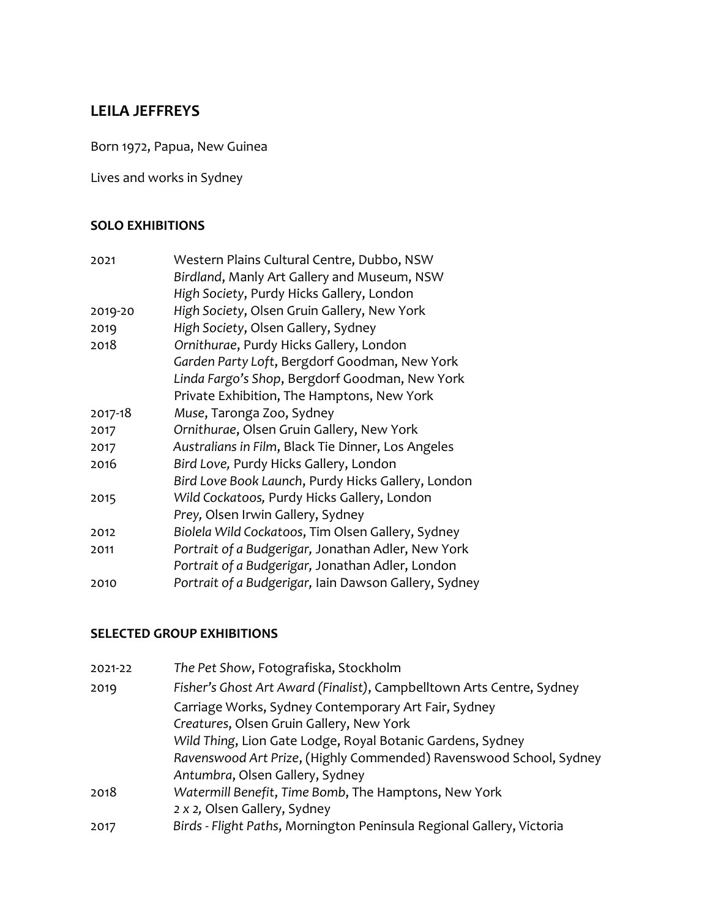## LEILA JEFFREYS

Born 1972, Papua, New Guinea

Lives and works in Sydney

### SOLO EXHIBITIONS

| | |
|---|---|
| 2021 | Western Plains Cultural Centre, Dubbo, NSW |
| | *Birdland*, Manly Art Gallery and Museum, NSW |
| | *High Society*, Purdy Hicks Gallery, London |
| 2019-20 | *High Society*, Olsen Gruin Gallery, New York |
| 2019 | *High Society*, Olsen Gallery, Sydney |
| 2018 | *Ornithurae*, Purdy Hicks Gallery, London |
| | *Garden Party Loft*, Bergdorf Goodman, New York |
| | *Linda Fargo's Shop*, Bergdorf Goodman, New York |
| | Private Exhibition, The Hamptons, New York |
| 2017-18 | *Muse*, Taronga Zoo, Sydney |
| 2017 | *Ornithurae*, Olsen Gruin Gallery, New York |
| 2017 | *Australians in Film*, Black Tie Dinner, Los Angeles |
| 2016 | *Bird Love,* Purdy Hicks Gallery, London |
| | *Bird Love Book Launch*, Purdy Hicks Gallery, London |
| 2015 | *Wild Cockatoos,* Purdy Hicks Gallery, London |
| | *Prey,* Olsen Irwin Gallery, Sydney |
| 2012 | *Biolela Wild Cockatoos*, Tim Olsen Gallery, Sydney |
| 2011 | *Portrait of a Budgerigar,* Jonathan Adler, New York |
| | *Portrait of a Budgerigar,* Jonathan Adler, London |
| 2010 | *Portrait of a Budgerigar,* Iain Dawson Gallery, Sydney |

### SELECTED GROUP EXHIBITIONS

| | |
|---|---|
| 2021-22 | *The Pet Show*, Fotografiska, Stockholm |
| 2019 | *Fisher's Ghost Art Award (Finalist)*, Campbelltown Arts Centre, Sydney |
| | Carriage Works, Sydney Contemporary Art Fair, Sydney |
| | *Creatures*, Olsen Gruin Gallery, New York |
| | *Wild Thing*, Lion Gate Lodge, Royal Botanic Gardens, Sydney |
| | *Ravenswood Art Prize*, (Highly Commended) Ravenswood School, Sydney |
| | *Antumbra*, Olsen Gallery, Sydney |
| 2018 | *Watermill Benefit*, *Time Bomb*, The Hamptons, New York |
| | *2 x 2,* Olsen Gallery, Sydney |
| 2017 | *Birds - Flight Paths*, Mornington Peninsula Regional Gallery, Victoria |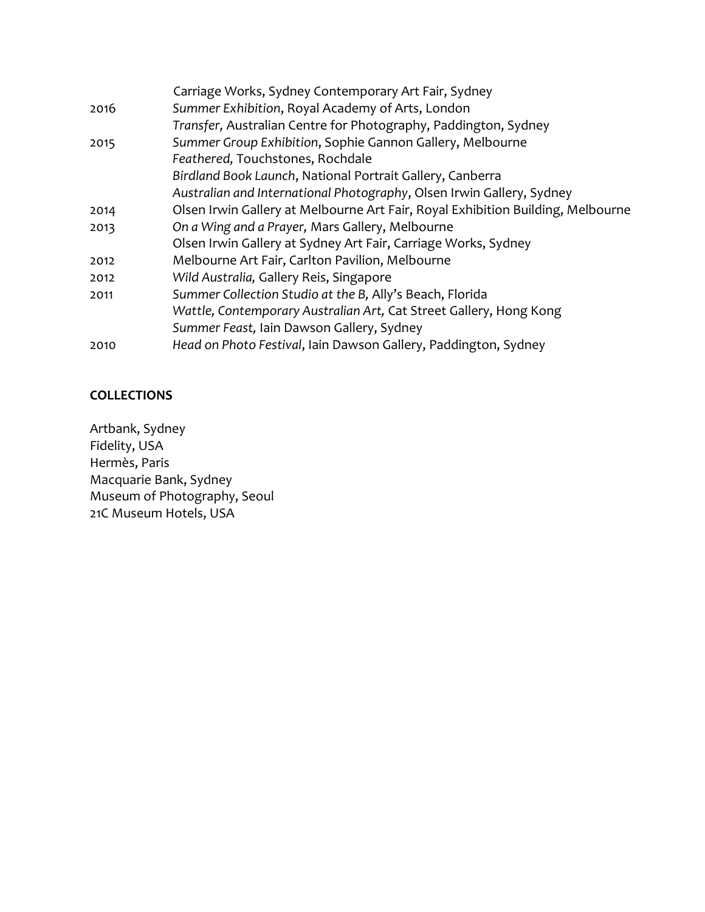| | |
|---|---|
| | Carriage Works, Sydney Contemporary Art Fair, Sydney |
| 2016 | *Summer Exhibition*, Royal Academy of Arts, London |
| | *Transfer,* Australian Centre for Photography, Paddington, Sydney |
| 2015 | *Summer Group Exhibition*, Sophie Gannon Gallery, Melbourne |
| | *Feathered,* Touchstones, Rochdale |
| | *Birdland Book Launch*, National Portrait Gallery, Canberra |
| | *Australian and International Photography*, Olsen Irwin Gallery, Sydney |
| 2014 | Olsen Irwin Gallery at Melbourne Art Fair, Royal Exhibition Building, Melbourne |
| 2013 | *On a Wing and a Prayer,* Mars Gallery, Melbourne |
| | Olsen Irwin Gallery at Sydney Art Fair, Carriage Works, Sydney |
| 2012 | Melbourne Art Fair, Carlton Pavilion, Melbourne |
| 2012 | *Wild Australia,* Gallery Reis, Singapore |
| 2011 | *Summer Collection Studio at the B,* Ally's Beach, Florida |
| | *Wattle, Contemporary Australian Art,* Cat Street Gallery, Hong Kong |
| | *Summer Feast,* Iain Dawson Gallery, Sydney |
| 2010 | *Head on Photo Festival*, Iain Dawson Gallery, Paddington, Sydney |

**COLLECTIONS**

Artbank, Sydney
Fidelity, USA
Hermès, Paris
Macquarie Bank, Sydney
Museum of Photography, Seoul
21C Museum Hotels, USA